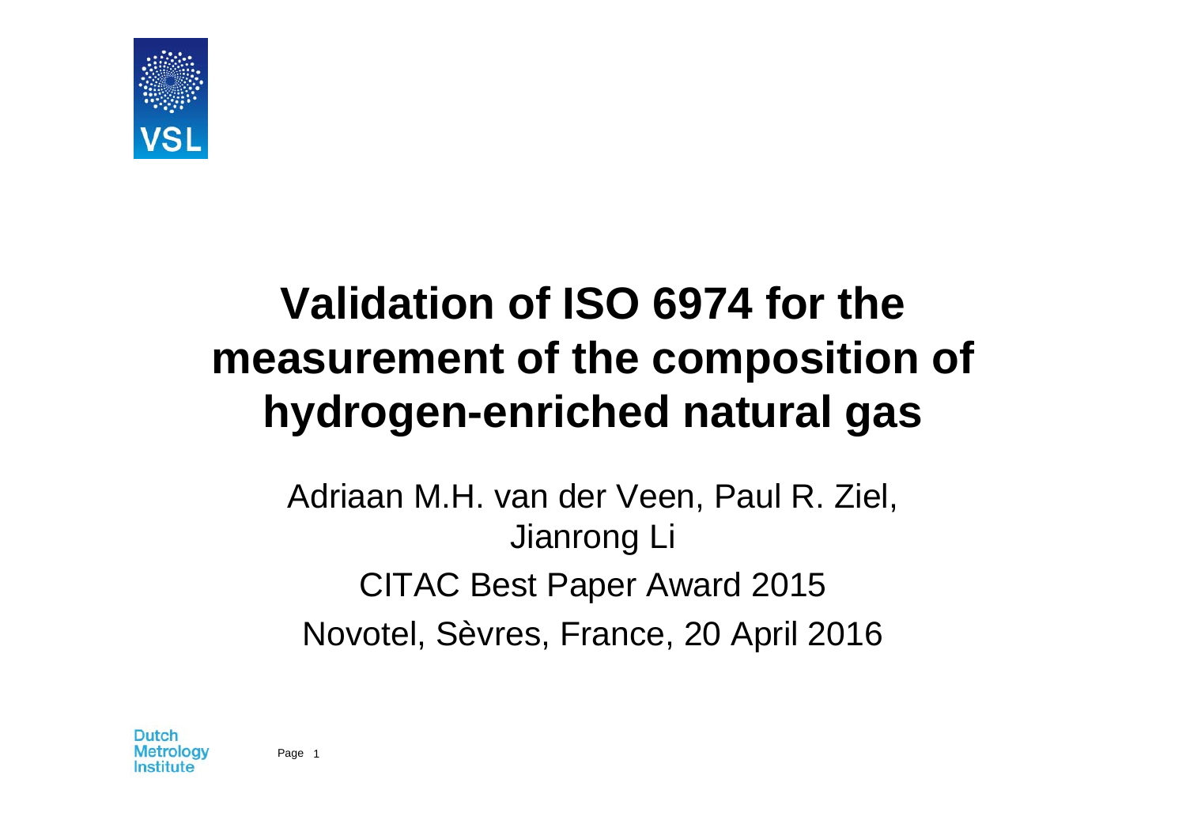# Validation of ISO 6974 for the measurement of the composition of hydrogen-enriched natural gas

Adriaan M.H. van der Veen, Paul R. Ziel, Jianrong Li

CITAC Best Paper Award 2015

Novotel, Sèvres, France, 20 April 2016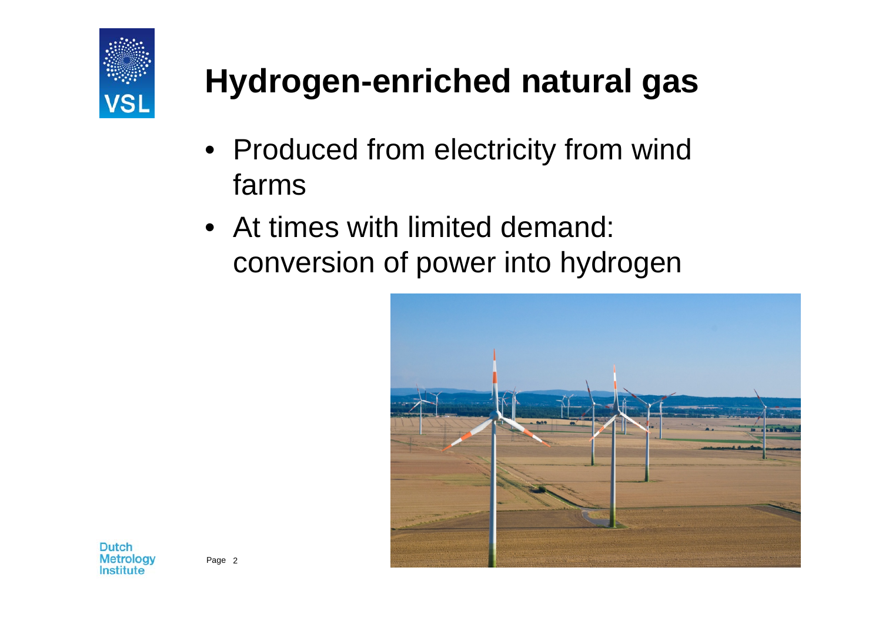# Hydrogen-enriched natural gas

- Produced from electricity from wind farms
- At times with limited demand: conversion of power into hydrogen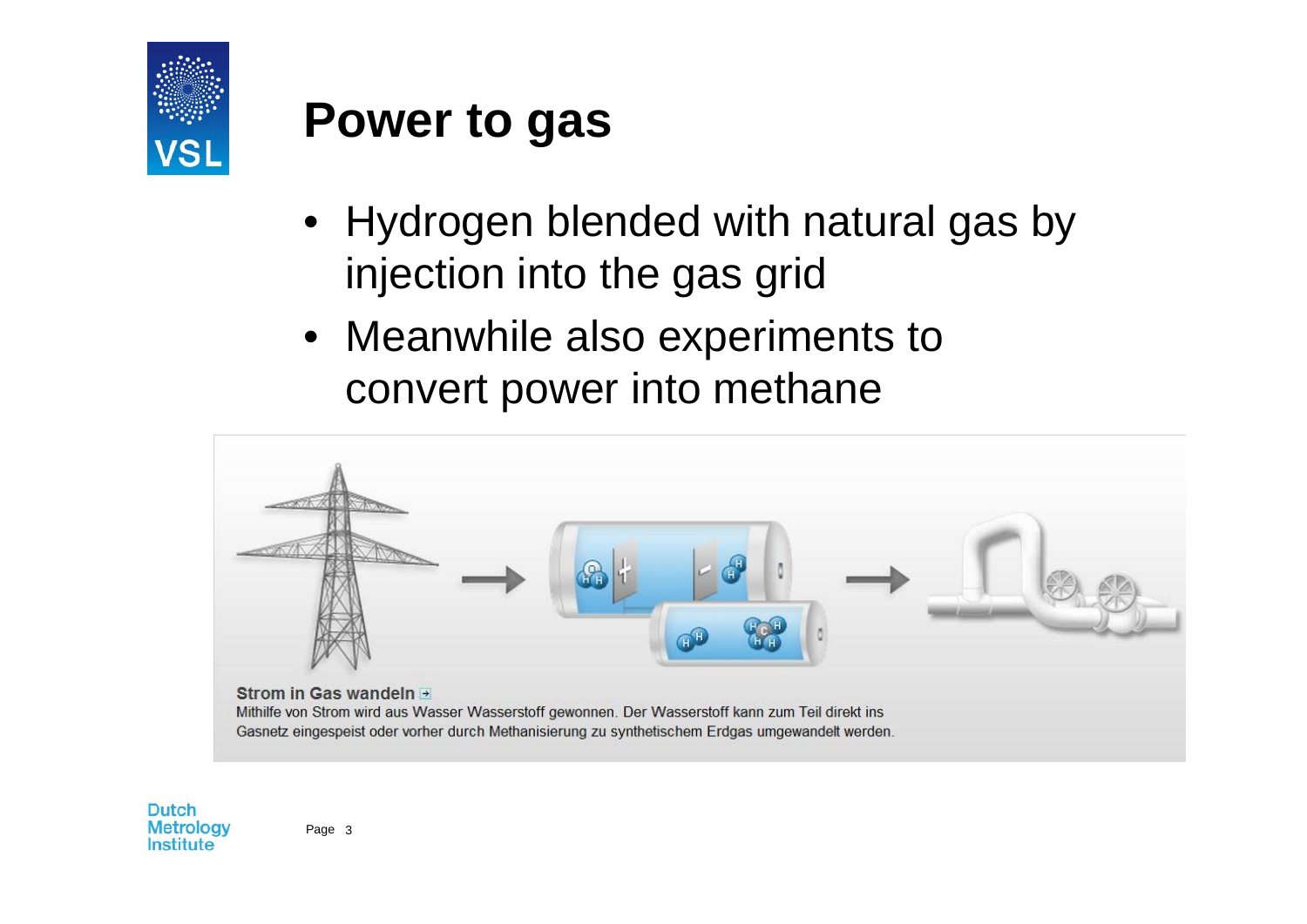# Power to gas

- Hydrogen blended with natural gas by injection into the gas grid
- Meanwhile also experiments to convert power into methane

**Strom in Gas wandeln**

Mithilfe von Strom wird aus Wasser Wasserstoff gewonnen. Der Wasserstoff kann zum Teil direkt ins Gasnetz eingespeist oder vorher durch Methanisierung zu synthetischem Erdgas umgewandelt werden.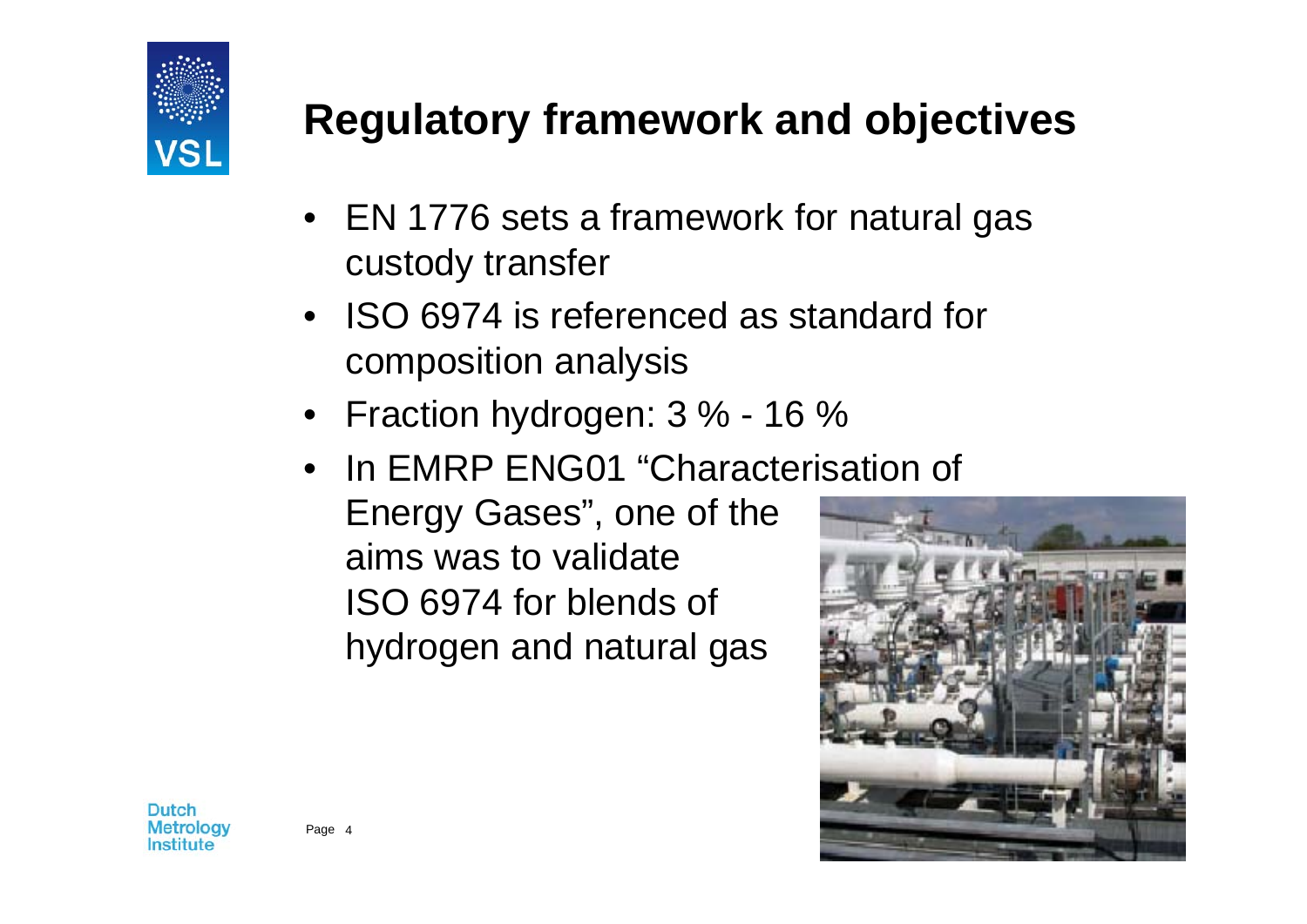# Regulatory framework and objectives

- EN 1776 sets a framework for natural gas custody transfer
- ISO 6974 is referenced as standard for composition analysis
- Fraction hydrogen: 3 % - 16 %
- In EMRP ENG01 “Characterisation of Energy Gases”, one of the aims was to validate ISO 6974 for blends of hydrogen and natural gas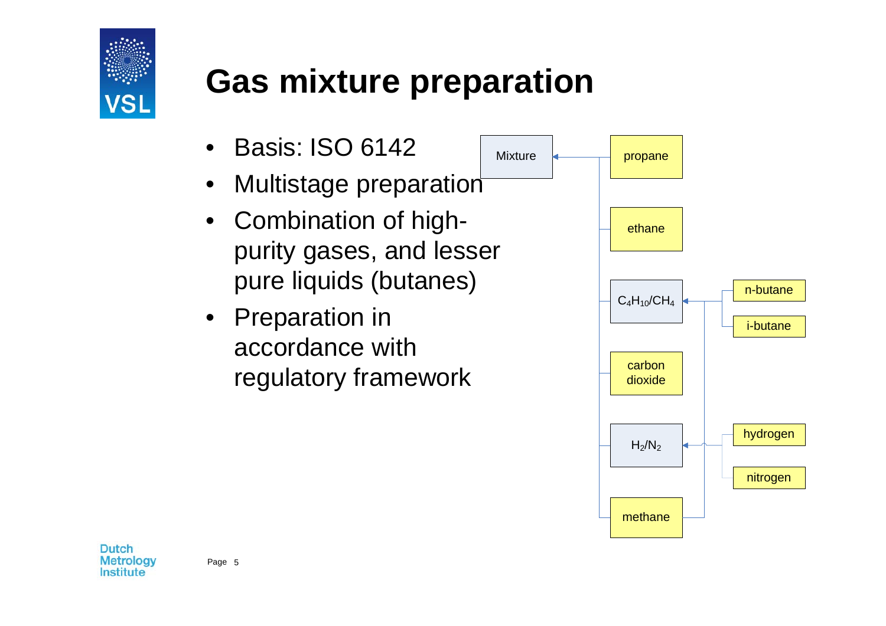# Gas mixture preparation

- Basis: ISO 6142
- Multistage preparation
- Combination of high-purity gases, and lesser pure liquids (butanes)
- Preparation in accordance with regulatory framework

Mixture

propane

ethane

$C_4H_{10}/CH_4$

n-butane

i-butane

carbon dioxide

$H_2/N_2$

hydrogen

nitrogen

methane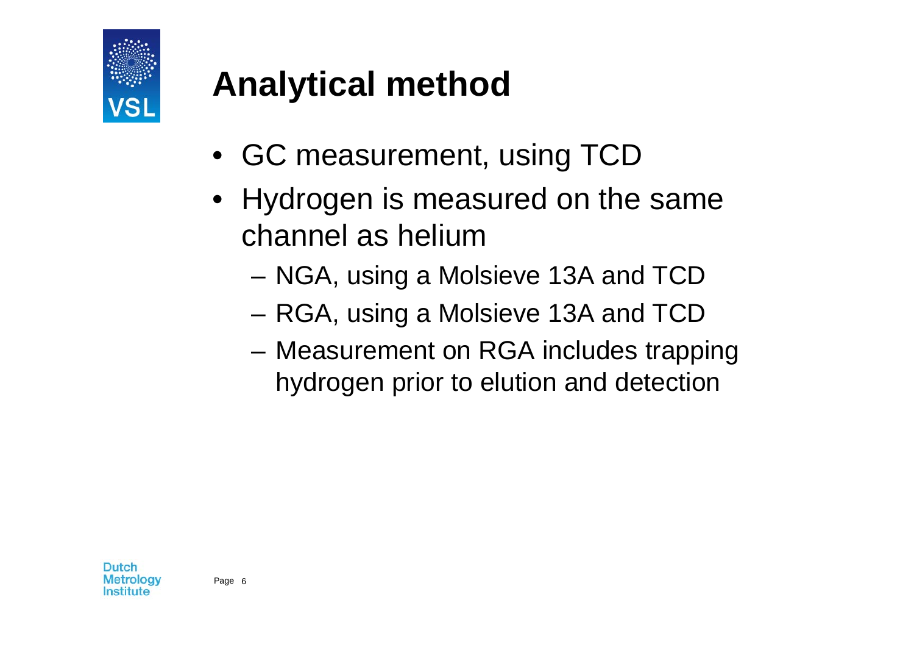# Analytical method

- GC measurement, using TCD
- Hydrogen is measured on the same channel as helium
  - NGA, using a Molsieve 13A and TCD
  - RGA, using a Molsieve 13A and TCD
  - Measurement on RGA includes trapping hydrogen prior to elution and detection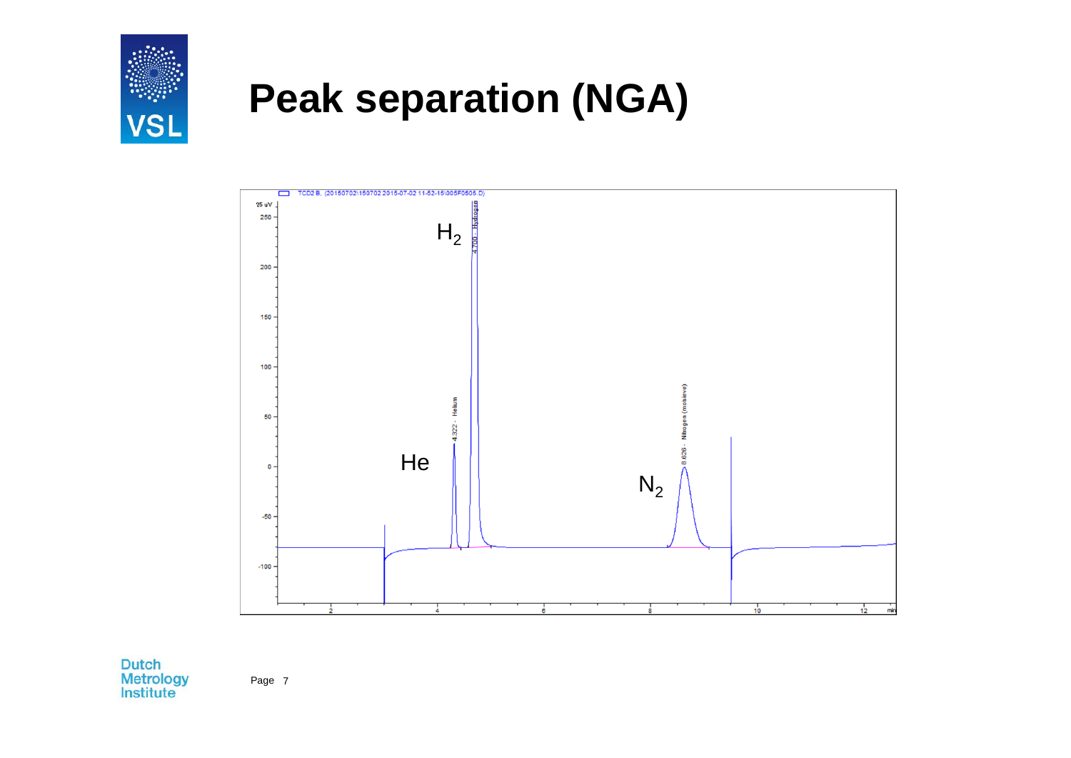# Peak separation (NGA)

TCD2 B, (20150702\150702 2015-07-02 11-52-15\005F0505.D)

$H_2$

He

$N_2$

4.322 - Helium

4.700 - Hydrogen

8.626 - Nitrogen (mol sieve)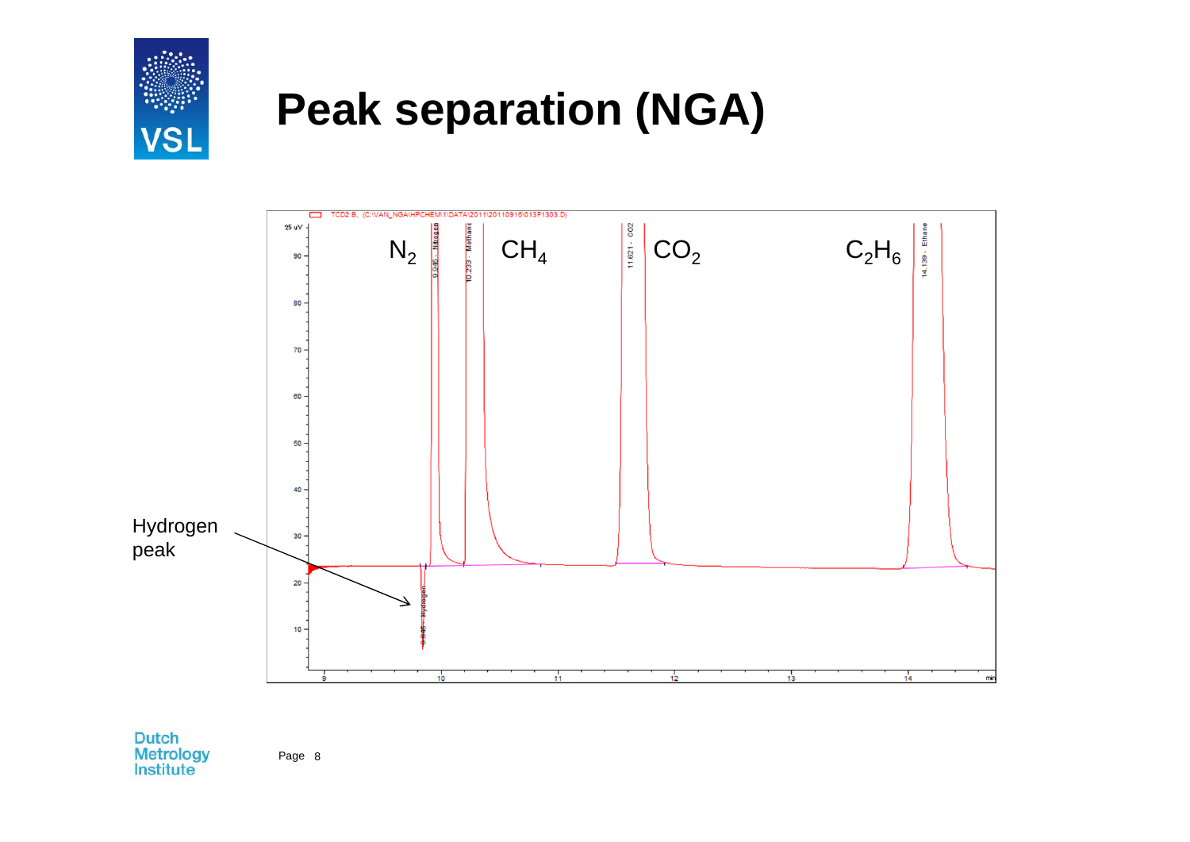# Peak separation (NGA)

TCD2 B, (C:\VAN_NGA\HPCHEM\1\DATA\2011\20110916\013F1303.D)

$N_2$ &nbsp;&nbsp; $CH_4$ &nbsp;&nbsp; $CO_2$ &nbsp;&nbsp; $C_2H_6$

9.946 - Nitrogen &nbsp;&nbsp; 10.233 - Methane &nbsp;&nbsp; 11.621 - CO2 &nbsp;&nbsp; 14.139 - Ethane &nbsp;&nbsp; 9.845 - Hydrogen

Hydrogen peak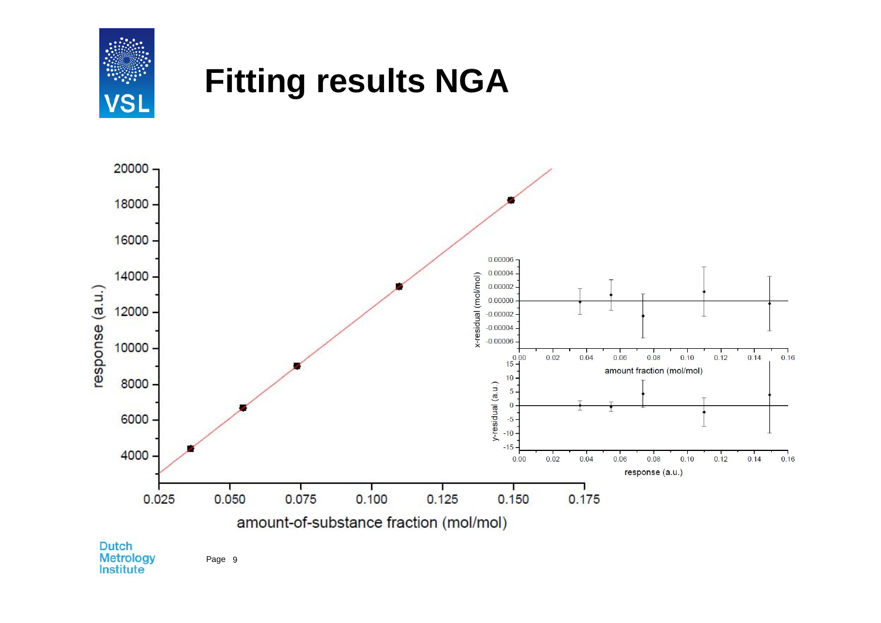# Fitting results NGA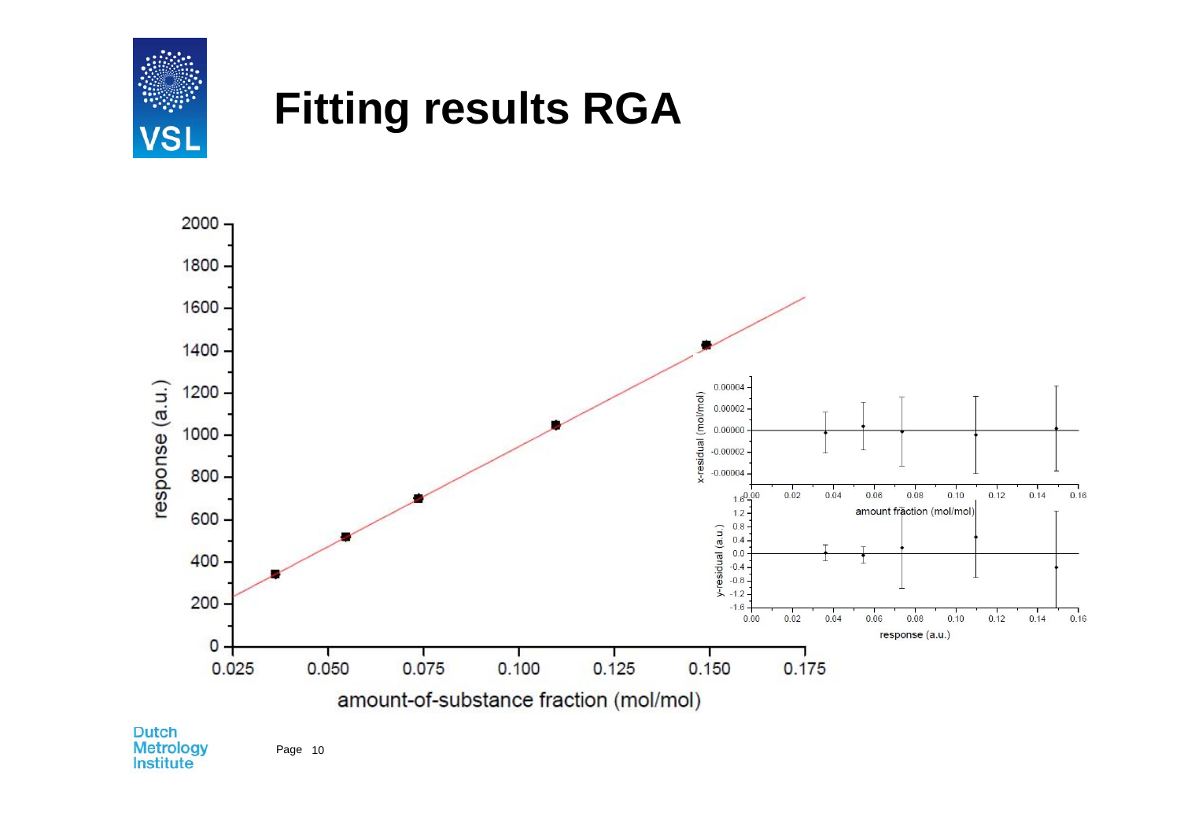# Fitting results RGA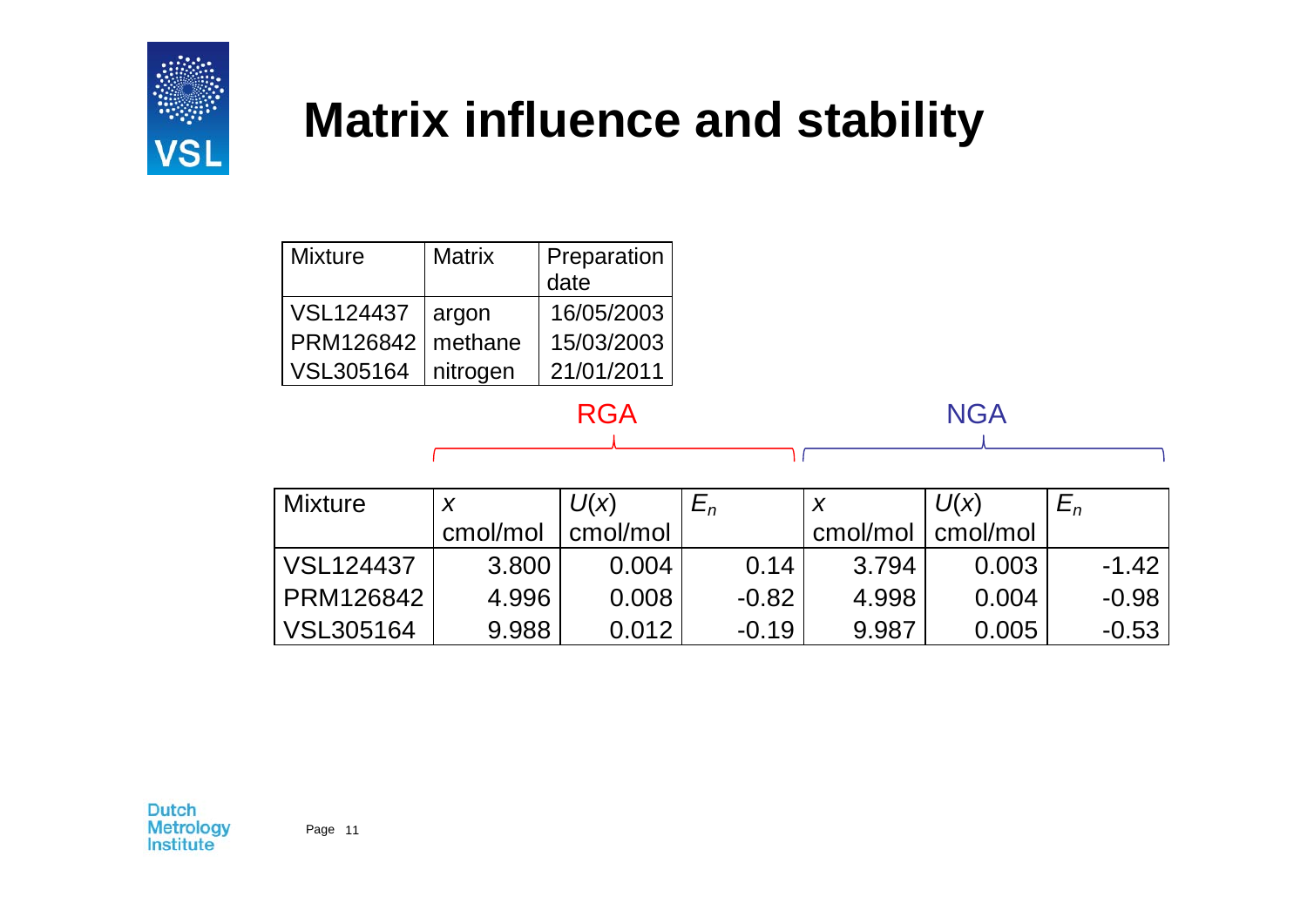# Matrix influence and stability

| Mixture | Matrix | Preparation date |
| --- | --- | --- |
| VSL124437 | argon | 16/05/2003 |
| PRM126842 | methane | 15/03/2003 |
| VSL305164 | nitrogen | 21/01/2011 |

| | RGA | | | NGA | | |
| --- | --- | --- | --- | --- | --- | --- |
| Mixture | $x$ cmol/mol | $U(x)$ cmol/mol | $E_n$ | $x$ cmol/mol | $U(x)$ cmol/mol | $E_n$ |
| VSL124437 | 3.800 | 0.004 | 0.14 | 3.794 | 0.003 | -1.42 |
| PRM126842 | 4.996 | 0.008 | -0.82 | 4.998 | 0.004 | -0.98 |
| VSL305164 | 9.988 | 0.012 | -0.19 | 9.987 | 0.005 | -0.53 |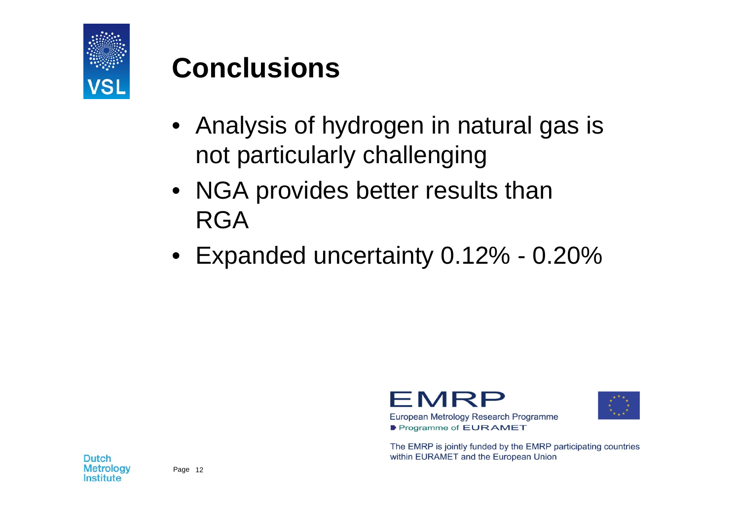# Conclusions

- Analysis of hydrogen in natural gas is not particularly challenging
- NGA provides better results than RGA
- Expanded uncertainty 0.12% - 0.20%

EMRP
European Metrology Research Programme
Programme of EURAMET

The EMRP is jointly funded by the EMRP participating countries within EURAMET and the European Union